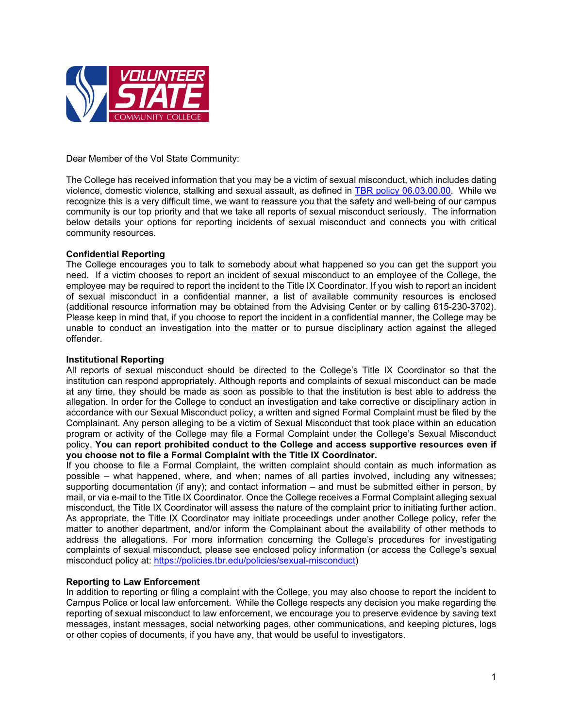Dear Member of the Vol State Community:

The College has received information that you may be a victim of sexual misconduct, which includes dating violence, domestic violence, stalking and sexual assault, as defined in [TBR policy 06.03.00.00](). While we recognize this is a very difficult time, we want to reassure you that the safety and well-being of our campus community is our top priority and that we take all reports of sexual misconduct seriously. The information below details your options for reporting incidents of sexual misconduct and connects you with critical community resources.

**Confidential Reporting**

The College encourages you to talk to somebody about what happened so you can get the support you need. If a victim chooses to report an incident of sexual misconduct to an employee of the College, the employee may be required to report the incident to the Title IX Coordinator. If you wish to report an incident of sexual misconduct in a confidential manner, a list of available community resources is enclosed (additional resource information may be obtained from the Advising Center or by calling 615-230-3702). Please keep in mind that, if you choose to report the incident in a confidential manner, the College may be unable to conduct an investigation into the matter or to pursue disciplinary action against the alleged offender.

**Institutional Reporting**

All reports of sexual misconduct should be directed to the College's Title IX Coordinator so that the institution can respond appropriately. Although reports and complaints of sexual misconduct can be made at any time, they should be made as soon as possible to that the institution is best able to address the allegation. In order for the College to conduct an investigation and take corrective or disciplinary action in accordance with our Sexual Misconduct policy, a written and signed Formal Complaint must be filed by the Complainant. Any person alleging to be a victim of Sexual Misconduct that took place within an education program or activity of the College may file a Formal Complaint under the College's Sexual Misconduct policy. **You can report prohibited conduct to the College and access supportive resources even if you choose not to file a Formal Complaint with the Title IX Coordinator.**

If you choose to file a Formal Complaint, the written complaint should contain as much information as possible – what happened, where, and when; names of all parties involved, including any witnesses; supporting documentation (if any); and contact information – and must be submitted either in person, by mail, or via e-mail to the Title IX Coordinator. Once the College receives a Formal Complaint alleging sexual misconduct, the Title IX Coordinator will assess the nature of the complaint prior to initiating further action. As appropriate, the Title IX Coordinator may initiate proceedings under another College policy, refer the matter to another department, and/or inform the Complainant about the availability of other methods to address the allegations. For more information concerning the College's procedures for investigating complaints of sexual misconduct, please see enclosed policy information (or access the College's sexual misconduct policy at: [https://policies.tbr.edu/policies/sexual-misconduct](https://policies.tbr.edu/policies/sexual-misconduct))

**Reporting to Law Enforcement**

In addition to reporting or filing a complaint with the College, you may also choose to report the incident to Campus Police or local law enforcement. While the College respects any decision you make regarding the reporting of sexual misconduct to law enforcement, we encourage you to preserve evidence by saving text messages, instant messages, social networking pages, other communications, and keeping pictures, logs or other copies of documents, if you have any, that would be useful to investigators.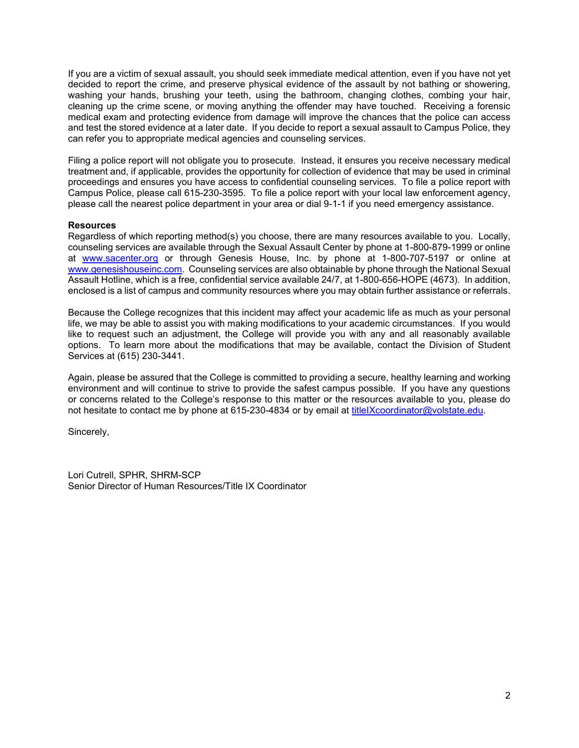If you are a victim of sexual assault, you should seek immediate medical attention, even if you have not yet decided to report the crime, and preserve physical evidence of the assault by not bathing or showering, washing your hands, brushing your teeth, using the bathroom, changing clothes, combing your hair, cleaning up the crime scene, or moving anything the offender may have touched. Receiving a forensic medical exam and protecting evidence from damage will improve the chances that the police can access and test the stored evidence at a later date. If you decide to report a sexual assault to Campus Police, they can refer you to appropriate medical agencies and counseling services.

Filing a police report will not obligate you to prosecute. Instead, it ensures you receive necessary medical treatment and, if applicable, provides the opportunity for collection of evidence that may be used in criminal proceedings and ensures you have access to confidential counseling services. To file a police report with Campus Police, please call 615-230-3595. To file a police report with your local law enforcement agency, please call the nearest police department in your area or dial 9-1-1 if you need emergency assistance.

**Resources**
Regardless of which reporting method(s) you choose, there are many resources available to you. Locally, counseling services are available through the Sexual Assault Center by phone at 1-800-879-1999 or online at www.sacenter.org or through Genesis House, Inc. by phone at 1-800-707-5197 or online at www.genesishouseinc.com. Counseling services are also obtainable by phone through the National Sexual Assault Hotline, which is a free, confidential service available 24/7, at 1-800-656-HOPE (4673). In addition, enclosed is a list of campus and community resources where you may obtain further assistance or referrals.

Because the College recognizes that this incident may affect your academic life as much as your personal life, we may be able to assist you with making modifications to your academic circumstances. If you would like to request such an adjustment, the College will provide you with any and all reasonably available options. To learn more about the modifications that may be available, contact the Division of Student Services at (615) 230-3441.

Again, please be assured that the College is committed to providing a secure, healthy learning and working environment and will continue to strive to provide the safest campus possible. If you have any questions or concerns related to the College's response to this matter or the resources available to you, please do not hesitate to contact me by phone at 615-230-4834 or by email at titleIXcoordinator@volstate.edu.

Sincerely,

Lori Cutrell, SPHR, SHRM-SCP
Senior Director of Human Resources/Title IX Coordinator